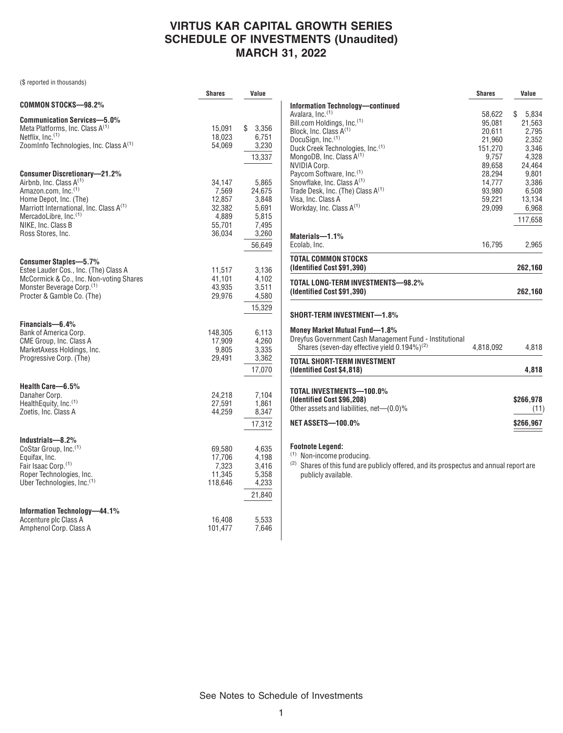# VIRTUS KAR CAPITAL GROWTH SERIES
# SCHEDULE OF INVESTMENTS (Unaudited)
# MARCH 31, 2022

($ reported in thousands)

| | Shares | Value |
|---|---|---|
| **COMMON STOCKS—98.2%** | | |
| **Communication Services—5.0%** | | |
| Meta Platforms, Inc. Class A[(1)] | 15,091 | $ 3,356 |
| Netflix, Inc.[(1)] | 18,023 | 6,751 |
| ZoomInfo Technologies, Inc. Class A[(1)] | 54,069 | 3,230 |
| | | 13,337 |
| **Consumer Discretionary—21.2%** | | |
| Airbnb, Inc. Class A[(1)] | 34,147 | 5,865 |
| Amazon.com, Inc.[(1)] | 7,569 | 24,675 |
| Home Depot, Inc. (The) | 12,857 | 3,848 |
| Marriott International, Inc. Class A[(1)] | 32,382 | 5,691 |
| MercadoLibre, Inc.[(1)] | 4,889 | 5,815 |
| NIKE, Inc. Class B | 55,701 | 7,495 |
| Ross Stores, Inc. | 36,034 | 3,260 |
| | | 56,649 |
| **Consumer Staples—5.7%** | | |
| Estee Lauder Cos., Inc. (The) Class A | 11,517 | 3,136 |
| McCormick & Co., Inc. Non-voting Shares | 41,101 | 4,102 |
| Monster Beverage Corp.[(1)] | 43,935 | 3,511 |
| Procter & Gamble Co. (The) | 29,976 | 4,580 |
| | | 15,329 |
| **Financials—6.4%** | | |
| Bank of America Corp. | 148,305 | 6,113 |
| CME Group, Inc. Class A | 17,909 | 4,260 |
| MarketAxess Holdings, Inc. | 9,805 | 3,335 |
| Progressive Corp. (The) | 29,491 | 3,362 |
| | | 17,070 |
| **Health Care—6.5%** | | |
| Danaher Corp. | 24,218 | 7,104 |
| HealthEquity, Inc.[(1)] | 27,591 | 1,861 |
| Zoetis, Inc. Class A | 44,259 | 8,347 |
| | | 17,312 |
| **Industrials—8.2%** | | |
| CoStar Group, Inc.[(1)] | 69,580 | 4,635 |
| Equifax, Inc. | 17,706 | 4,198 |
| Fair Isaac Corp.[(1)] | 7,323 | 3,416 |
| Roper Technologies, Inc. | 11,345 | 5,358 |
| Uber Technologies, Inc.[(1)] | 118,646 | 4,233 |
| | | 21,840 |
| **Information Technology—44.1%** | | |
| Accenture plc Class A | 16,408 | 5,533 |
| Amphenol Corp. Class A | 101,477 | 7,646 |
| Avalara, Inc.[(1)] | 58,622 | $ 5,834 |
| Bill.com Holdings, Inc.[(1)] | 95,081 | 21,563 |
| Block, Inc. Class A[(1)] | 20,611 | 2,795 |
| DocuSign, Inc.[(1)] | 21,960 | 2,352 |
| Duck Creek Technologies, Inc.[(1)] | 151,270 | 3,346 |
| MongoDB, Inc. Class A[(1)] | 9,757 | 4,328 |
| NVIDIA Corp. | 89,658 | 24,464 |
| Paycom Software, Inc.[(1)] | 28,294 | 9,801 |
| Snowflake, Inc. Class A[(1)] | 14,777 | 3,386 |
| Trade Desk, Inc. (The) Class A[(1)] | 93,980 | 6,508 |
| Visa, Inc. Class A | 59,221 | 13,134 |
| Workday, Inc. Class A[(1)] | 29,099 | 6,968 |
| | | 117,658 |
| **Materials—1.1%** | | |
| Ecolab, Inc. | 16,795 | 2,965 |
| **TOTAL COMMON STOCKS (Identified Cost $91,390)** | | **262,160** |
| **TOTAL LONG-TERM INVESTMENTS—98.2% (Identified Cost $91,390)** | | **262,160** |
| **SHORT-TERM INVESTMENT—1.8%** | | |
| **Money Market Mutual Fund—1.8%** | | |
| Dreyfus Government Cash Management Fund - Institutional Shares (seven-day effective yield 0.194%)[(2)] | 4,818,092 | 4,818 |
| **TOTAL SHORT-TERM INVESTMENT (Identified Cost $4,818)** | | **4,818** |
| **TOTAL INVESTMENTS—100.0% (Identified Cost $96,208)** | | **$266,978** |
| Other assets and liabilities, net—(0.0)% | | (11) |
| **NET ASSETS—100.0%** | | **$266,967** |

**Footnote Legend:**

(1) Non-income producing.

(2) Shares of this fund are publicly offered, and its prospectus and annual report are publicly available.

See Notes to Schedule of Investments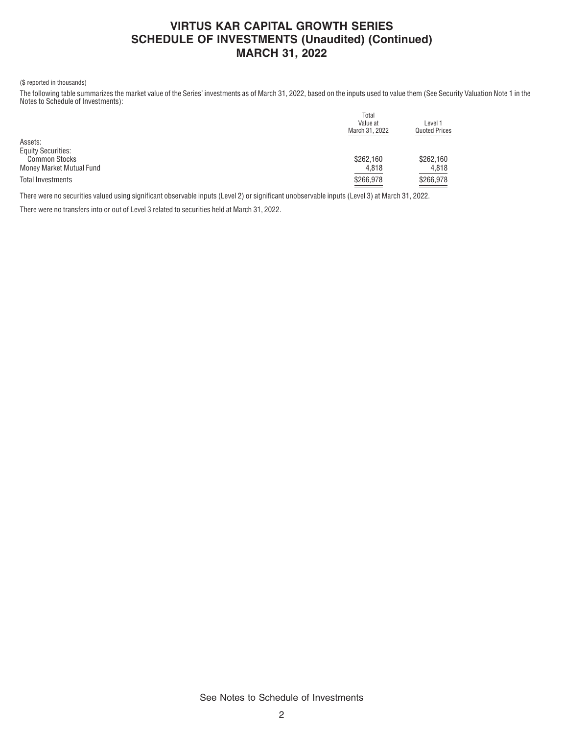# VIRTUS KAR CAPITAL GROWTH SERIES
# SCHEDULE OF INVESTMENTS (Unaudited) (Continued)
# MARCH 31, 2022

($ reported in thousands)

The following table summarizes the market value of the Series' investments as of March 31, 2022, based on the inputs used to value them (See Security Valuation Note 1 in the Notes to Schedule of Investments):

| | Total Value at March 31, 2022 | Level 1 Quoted Prices |
|---|---|---|
| Assets: | | |
| Equity Securities: | | |
| Common Stocks | $262,160 | $262,160 |
| Money Market Mutual Fund | 4,818 | 4,818 |
| Total Investments | $266,978 | $266,978 |

There were no securities valued using significant observable inputs (Level 2) or significant unobservable inputs (Level 3) at March 31, 2022.

There were no transfers into or out of Level 3 related to securities held at March 31, 2022.

See Notes to Schedule of Investments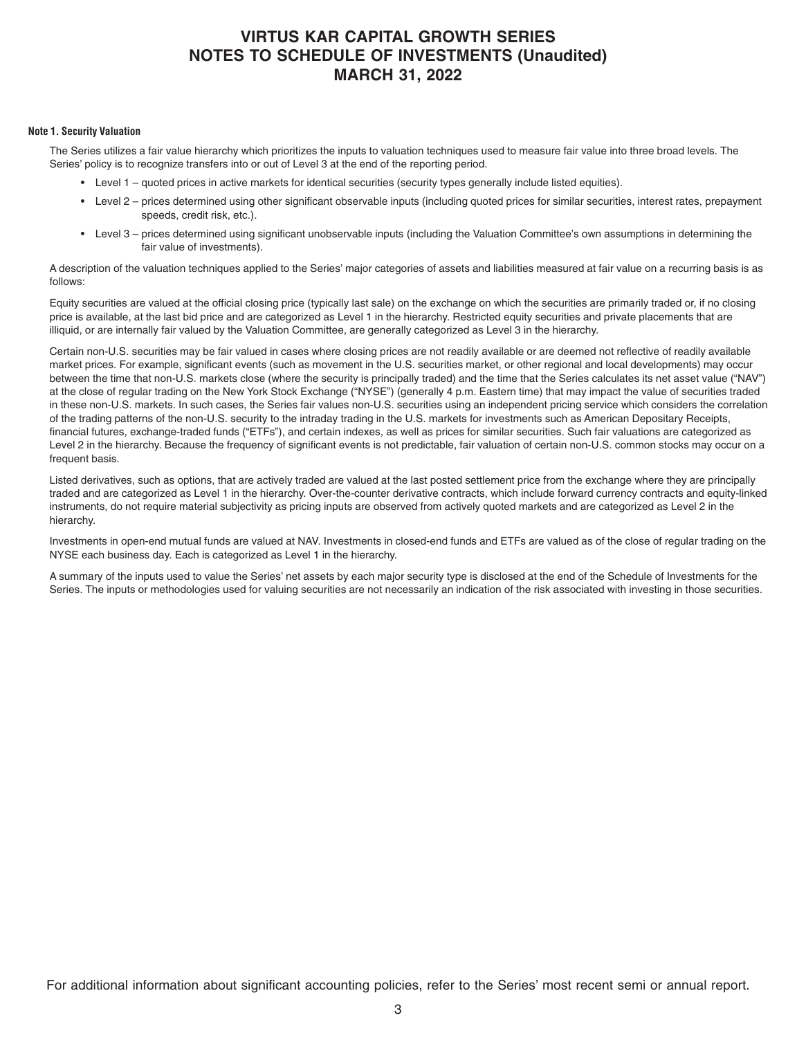# VIRTUS KAR CAPITAL GROWTH SERIES
# NOTES TO SCHEDULE OF INVESTMENTS (Unaudited)
# MARCH 31, 2022

**Note 1. Security Valuation**

The Series utilizes a fair value hierarchy which prioritizes the inputs to valuation techniques used to measure fair value into three broad levels. The Series' policy is to recognize transfers into or out of Level 3 at the end of the reporting period.

- Level 1 – quoted prices in active markets for identical securities (security types generally include listed equities).
- Level 2 – prices determined using other significant observable inputs (including quoted prices for similar securities, interest rates, prepayment speeds, credit risk, etc.).
- Level 3 – prices determined using significant unobservable inputs (including the Valuation Committee's own assumptions in determining the fair value of investments).

A description of the valuation techniques applied to the Series' major categories of assets and liabilities measured at fair value on a recurring basis is as follows:

Equity securities are valued at the official closing price (typically last sale) on the exchange on which the securities are primarily traded or, if no closing price is available, at the last bid price and are categorized as Level 1 in the hierarchy. Restricted equity securities and private placements that are illiquid, or are internally fair valued by the Valuation Committee, are generally categorized as Level 3 in the hierarchy.

Certain non-U.S. securities may be fair valued in cases where closing prices are not readily available or are deemed not reflective of readily available market prices. For example, significant events (such as movement in the U.S. securities market, or other regional and local developments) may occur between the time that non-U.S. markets close (where the security is principally traded) and the time that the Series calculates its net asset value ("NAV") at the close of regular trading on the New York Stock Exchange ("NYSE") (generally 4 p.m. Eastern time) that may impact the value of securities traded in these non-U.S. markets. In such cases, the Series fair values non-U.S. securities using an independent pricing service which considers the correlation of the trading patterns of the non-U.S. security to the intraday trading in the U.S. markets for investments such as American Depositary Receipts, financial futures, exchange-traded funds ("ETFs"), and certain indexes, as well as prices for similar securities. Such fair valuations are categorized as Level 2 in the hierarchy. Because the frequency of significant events is not predictable, fair valuation of certain non-U.S. common stocks may occur on a frequent basis.

Listed derivatives, such as options, that are actively traded are valued at the last posted settlement price from the exchange where they are principally traded and are categorized as Level 1 in the hierarchy. Over-the-counter derivative contracts, which include forward currency contracts and equity-linked instruments, do not require material subjectivity as pricing inputs are observed from actively quoted markets and are categorized as Level 2 in the hierarchy.

Investments in open-end mutual funds are valued at NAV. Investments in closed-end funds and ETFs are valued as of the close of regular trading on the NYSE each business day. Each is categorized as Level 1 in the hierarchy.

A summary of the inputs used to value the Series' net assets by each major security type is disclosed at the end of the Schedule of Investments for the Series. The inputs or methodologies used for valuing securities are not necessarily an indication of the risk associated with investing in those securities.

For additional information about significant accounting policies, refer to the Series' most recent semi or annual report.